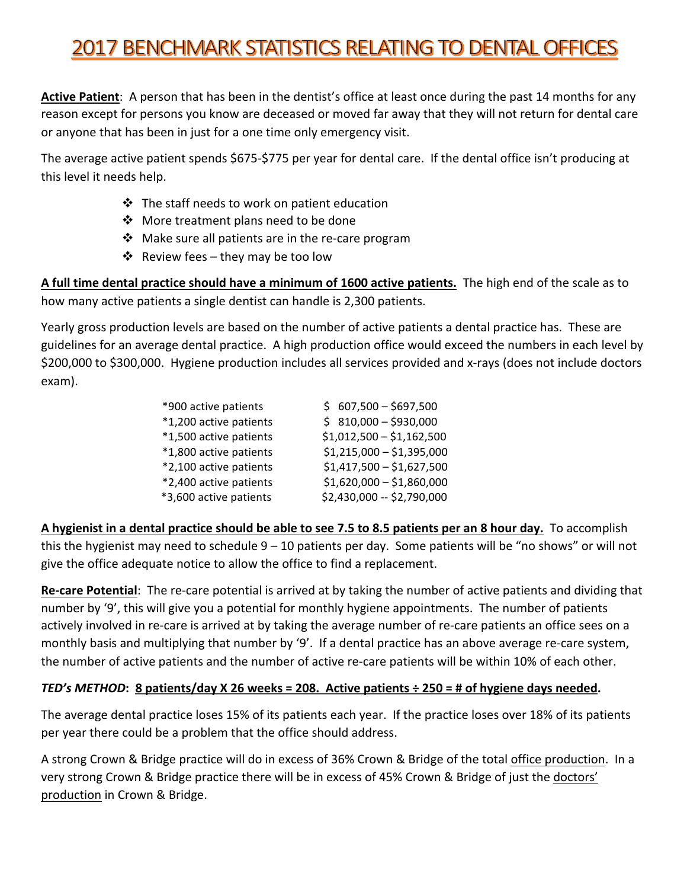# 2017 BENCHMARK STATISTICS RELATING TO DENTAL OFFICES

<u>**Active Patient**</u>: A person that has been in the dentist's office at least once during the past 14 months for any reason except for persons you know are deceased or moved far away that they will not return for dental care or anyone that has been in just for a one time only emergency visit.

The average active patient spends $675-$775 per year for dental care. If the dental office isn't producing at this level it needs help.

- The staff needs to work on patient education
- More treatment plans need to be done
- Make sure all patients are in the re-care program
- Review fees – they may be too low

<u>**A full time dental practice should have a minimum of 1600 active patients.**</u> The high end of the scale as to how many active patients a single dentist can handle is 2,300 patients.

Yearly gross production levels are based on the number of active patients a dental practice has. These are guidelines for an average dental practice. A high production office would exceed the numbers in each level by $200,000 to $300,000. Hygiene production includes all services provided and x-rays (does not include doctors exam).

| | |
|---|---|
| *900 active patients | $ 607,500 – $697,500 |
| *1,200 active patients | $ 810,000 – $930,000 |
| *1,500 active patients | $1,012,500 – $1,162,500 |
| *1,800 active patients | $1,215,000 – $1,395,000 |
| *2,100 active patients | $1,417,500 – $1,627,500 |
| *2,400 active patients | $1,620,000 – $1,860,000 |
| *3,600 active patients | $2,430,000 -- $2,790,000 |

<u>**A hygienist in a dental practice should be able to see 7.5 to 8.5 patients per an 8 hour day.**</u> To accomplish this the hygienist may need to schedule 9 – 10 patients per day. Some patients will be "no shows" or will not give the office adequate notice to allow the office to find a replacement.

<u>**Re-care Potential**</u>: The re-care potential is arrived at by taking the number of active patients and dividing that number by '9', this will give you a potential for monthly hygiene appointments. The number of patients actively involved in re-care is arrived at by taking the average number of re-care patients an office sees on a monthly basis and multiplying that number by '9'. If a dental practice has an above average re-care system, the number of active patients and the number of active re-care patients will be within 10% of each other.

***TED's METHOD*****:** <u>**8 patients/day X 26 weeks = 208. Active patients ÷ 250 = # of hygiene days needed**</u>**.**

The average dental practice loses 15% of its patients each year. If the practice loses over 18% of its patients per year there could be a problem that the office should address.

A strong Crown & Bridge practice will do in excess of 36% Crown & Bridge of the total <u>office production</u>. In a very strong Crown & Bridge practice there will be in excess of 45% Crown & Bridge of just the <u>doctors' production</u> in Crown & Bridge.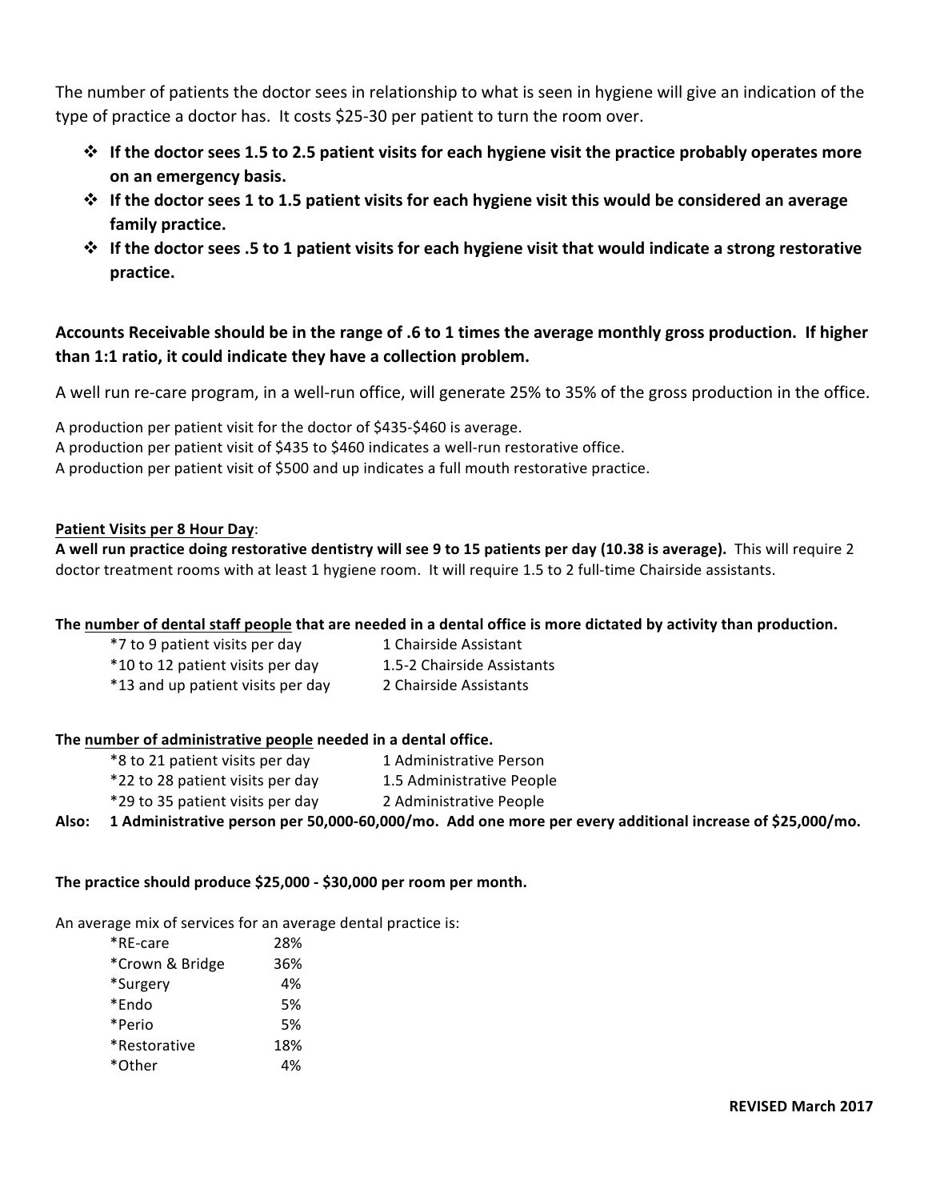The number of patients the doctor sees in relationship to what is seen in hygiene will give an indication of the type of practice a doctor has. It costs $25-30 per patient to turn the room over.

- **If the doctor sees 1.5 to 2.5 patient visits for each hygiene visit the practice probably operates more on an emergency basis.**
- **If the doctor sees 1 to 1.5 patient visits for each hygiene visit this would be considered an average family practice.**
- **If the doctor sees .5 to 1 patient visits for each hygiene visit that would indicate a strong restorative practice.**

**Accounts Receivable should be in the range of .6 to 1 times the average monthly gross production. If higher than 1:1 ratio, it could indicate they have a collection problem.**

A well run re-care program, in a well-run office, will generate 25% to 35% of the gross production in the office.

A production per patient visit for the doctor of $435-$460 is average.
A production per patient visit of $435 to $460 indicates a well-run restorative office.
A production per patient visit of $500 and up indicates a full mouth restorative practice.

<u>**Patient Visits per 8 Hour Day**</u>:
**A well run practice doing restorative dentistry will see 9 to 15 patients per day (10.38 is average).** This will require 2 doctor treatment rooms with at least 1 hygiene room. It will require 1.5 to 2 full-time Chairside assistants.

**The <u>number of dental staff people</u> that are needed in a dental office is more dictated by activity than production.**

| | |
|---|---|
| *7 to 9 patient visits per day | 1 Chairside Assistant |
| *10 to 12 patient visits per day | 1.5-2 Chairside Assistants |
| *13 and up patient visits per day | 2 Chairside Assistants |

**The <u>number of administrative people</u> needed in a dental office.**

| | |
|---|---|
| *8 to 21 patient visits per day | 1 Administrative Person |
| *22 to 28 patient visits per day | 1.5 Administrative People |
| *29 to 35 patient visits per day | 2 Administrative People |

**Also: 1 Administrative person per 50,000-60,000/mo. Add one more per every additional increase of $25,000/mo.**

**The practice should produce $25,000 - $30,000 per room per month.**

An average mix of services for an average dental practice is:

| | |
|---|---|
| *RE-care | 28% |
| *Crown & Bridge | 36% |
| *Surgery | 4% |
| *Endo | 5% |
| *Perio | 5% |
| *Restorative | 18% |
| *Other | 4% |

**REVISED March 2017**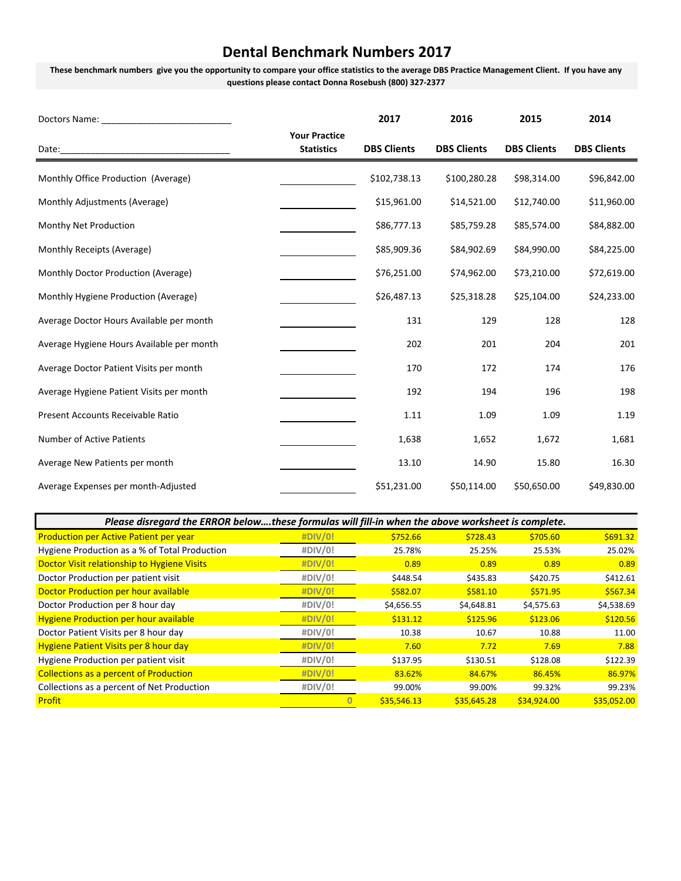# Dental Benchmark Numbers 2017

**These benchmark numbers give you the opportunity to compare your office statistics to the average DBS Practice Management Client. If you have any questions please contact Donna Rosebush (800) 327-2377**

Doctors Name: ___________________________

Date:___________________________________

| | Your Practice Statistics | 2017 DBS Clients | 2016 DBS Clients | 2015 DBS Clients | 2014 DBS Clients |
|---|---|---|---|---|---|
| Monthly Office Production (Average) | | $102,738.13 | $100,280.28 | $98,314.00 | $96,842.00 |
| Monthly Adjustments (Average) | | $15,961.00 | $14,521.00 | $12,740.00 | $11,960.00 |
| Monthy Net Production | | $86,777.13 | $85,759.28 | $85,574.00 | $84,882.00 |
| Monthly Receipts (Average) | | $85,909.36 | $84,902.69 | $84,990.00 | $84,225.00 |
| Monthly Doctor Production (Average) | | $76,251.00 | $74,962.00 | $73,210.00 | $72,619.00 |
| Monthly Hygiene Production (Average) | | $26,487.13 | $25,318.28 | $25,104.00 | $24,233.00 |
| Average Doctor Hours Available per month | | 131 | 129 | 128 | 128 |
| Average Hygiene Hours Available per month | | 202 | 201 | 204 | 201 |
| Average Doctor Patient Visits per month | | 170 | 172 | 174 | 176 |
| Average Hygiene Patient Visits per month | | 192 | 194 | 196 | 198 |
| Present Accounts Receivable Ratio | | 1.11 | 1.09 | 1.09 | 1.19 |
| Number of Active Patients | | 1,638 | 1,652 | 1,672 | 1,681 |
| Average New Patients per month | | 13.10 | 14.90 | 15.80 | 16.30 |
| Average Expenses per month-Adjusted | | $51,231.00 | $50,114.00 | $50,650.00 | $49,830.00 |

***Please disregard the ERROR below….these formulas will fill-in when the above worksheet is complete.***

| | | | | | |
|---|---|---|---|---|---|
| Production per Active Patient per year | #DIV/0! | $752.66 | $728.43 | $705.60 | $691.32 |
| Hygiene Production as a % of Total Production | #DIV/0! | 25.78% | 25.25% | 25.53% | 25.02% |
| Doctor Visit relationship to Hygiene Visits | #DIV/0! | 0.89 | 0.89 | 0.89 | 0.89 |
| Doctor Production per patient visit | #DIV/0! | $448.54 | $435.83 | $420.75 | $412.61 |
| Doctor Production per hour available | #DIV/0! | $582.07 | $581.10 | $571.95 | $567.34 |
| Doctor Production per 8 hour day | #DIV/0! | $4,656.55 | $4,648.81 | $4,575.63 | $4,538.69 |
| Hygiene Production per hour available | #DIV/0! | $131.12 | $125.96 | $123.06 | $120.56 |
| Doctor Patient Visits per 8 hour day | #DIV/0! | 10.38 | 10.67 | 10.88 | 11.00 |
| Hygiene Patient Visits per 8 hour day | #DIV/0! | 7.60 | 7.72 | 7.69 | 7.88 |
| Hygiene Production per patient visit | #DIV/0! | $137.95 | $130.51 | $128.08 | $122.39 |
| Collections as a percent of Production | #DIV/0! | 83.62% | 84.67% | 86.45% | 86.97% |
| Collections as a percent of Net Production | #DIV/0! | 99.00% | 99.00% | 99.32% | 99.23% |
| Profit | 0 | $35,546.13 | $35,645.28 | $34,924.00 | $35,052.00 |